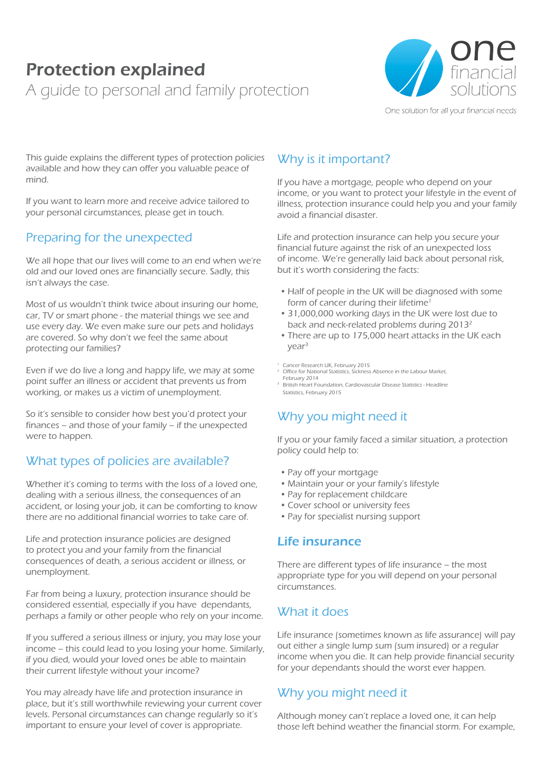# Protection explained

A guide to personal and family protection

one financial solutions

One solution for all your financial needs

This guide explains the different types of protection policies available and how they can offer you valuable peace of mind.

If you want to learn more and receive advice tailored to your personal circumstances, please get in touch.

## Preparing for the unexpected

We all hope that our lives will come to an end when we're old and our loved ones are financially secure. Sadly, this isn't always the case.

Most of us wouldn't think twice about insuring our home, car, TV or smart phone - the material things we see and use every day. We even make sure our pets and holidays are covered. So why don't we feel the same about protecting our families?

Even if we do live a long and happy life, we may at some point suffer an illness or accident that prevents us from working, or makes us a victim of unemployment.

So it's sensible to consider how best you'd protect your finances – and those of your family – if the unexpected were to happen.

## What types of policies are available?

Whether it's coming to terms with the loss of a loved one, dealing with a serious illness, the consequences of an accident, or losing your job, it can be comforting to know there are no additional financial worries to take care of.

Life and protection insurance policies are designed to protect you and your family from the financial consequences of death, a serious accident or illness, or unemployment.

Far from being a luxury, protection insurance should be considered essential, especially if you have dependants, perhaps a family or other people who rely on your income.

If you suffered a serious illness or injury, you may lose your income – this could lead to you losing your home. Similarly, if you died, would your loved ones be able to maintain their current lifestyle without your income?

You may already have life and protection insurance in place, but it's still worthwhile reviewing your current cover levels. Personal circumstances can change regularly so it's important to ensure your level of cover is appropriate.

## Why is it important?

If you have a mortgage, people who depend on your income, or you want to protect your lifestyle in the event of illness, protection insurance could help you and your family avoid a financial disaster.

Life and protection insurance can help you secure your financial future against the risk of an unexpected loss of income. We're generally laid back about personal risk, but it's worth considering the facts:

- Half of people in the UK will be diagnosed with some form of cancer during their lifetime[1]
- 31,000,000 working days in the UK were lost due to back and neck-related problems during 2013[2]
- There are up to 175,000 heart attacks in the UK each year[3]

[1] Cancer Research UK, February 2015
[2] Office for National Statistics, Sickness Absence in the Labour Market, February 2014
[3] British Heart Foundation, Cardiovascular Disease Statistics - Headline Statistics, February 2015

## Why you might need it

If you or your family faced a similar situation, a protection policy could help to:

- Pay off your mortgage
- Maintain your or your family's lifestyle
- Pay for replacement childcare
- Cover school or university fees
- Pay for specialist nursing support

## Life insurance

There are different types of life insurance – the most appropriate type for you will depend on your personal circumstances.

### What it does

Life insurance (sometimes known as life assurance) will pay out either a single lump sum (sum insured) or a regular income when you die. It can help provide financial security for your dependants should the worst ever happen.

### Why you might need it

Although money can't replace a loved one, it can help those left behind weather the financial storm. For example,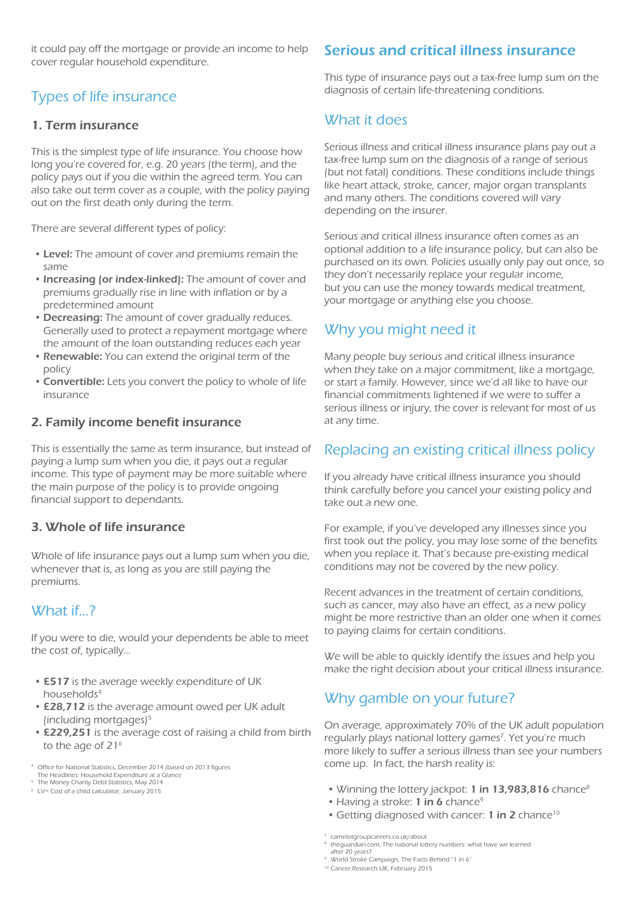it could pay off the mortgage or provide an income to help cover regular household expenditure.

## Types of life insurance

### 1. Term insurance

This is the simplest type of life insurance. You choose how long you're covered for, e.g. 20 years (the term), and the policy pays out if you die within the agreed term. You can also take out term cover as a couple, with the policy paying out on the first death only during the term.

There are several different types of policy:

- **Level:** The amount of cover and premiums remain the same
- **Increasing (or index-linked):** The amount of cover and premiums gradually rise in line with inflation or by a predetermined amount
- **Decreasing:** The amount of cover gradually reduces. Generally used to protect a repayment mortgage where the amount of the loan outstanding reduces each year
- **Renewable:** You can extend the original term of the policy
- **Convertible:** Lets you convert the policy to whole of life insurance

### 2. Family income benefit insurance

This is essentially the same as term insurance, but instead of paying a lump sum when you die, it pays out a regular income. This type of payment may be more suitable where the main purpose of the policy is to provide ongoing financial support to dependants.

### 3. Whole of life insurance

Whole of life insurance pays out a lump sum when you die, whenever that is, as long as you are still paying the premiums.

## What if...?

If you were to die, would your dependents be able to meet the cost of, typically...

- **£517** is the average weekly expenditure of UK households[4]
- **£28,712** is the average amount owed per UK adult (including mortgages)[5]
- **£229,251** is the average cost of raising a child from birth to the age of 21[6]

[4] Office for National Statistics, December 2014 (based on 2013 figures The Headlines: Household Expenditure at a Glance
[5] The Money Charity Debt Statistics, May 2014
[6] LV= Cost of a child calculator, January 2015

## Serious and critical illness insurance

This type of insurance pays out a tax-free lump sum on the diagnosis of certain life-threatening conditions.

## What it does

Serious illness and critical illness insurance plans pay out a tax-free lump sum on the diagnosis of a range of serious (but not fatal) conditions. These conditions include things like heart attack, stroke, cancer, major organ transplants and many others. The conditions covered will vary depending on the insurer.

Serious and critical illness insurance often comes as an optional addition to a life insurance policy, but can also be purchased on its own. Policies usually only pay out once, so they don't necessarily replace your regular income, but you can use the money towards medical treatment, your mortgage or anything else you choose.

## Why you might need it

Many people buy serious and critical illness insurance when they take on a major commitment, like a mortgage, or start a family. However, since we'd all like to have our financial commitments lightened if we were to suffer a serious illness or injury, the cover is relevant for most of us at any time.

## Replacing an existing critical illness policy

If you already have critical illness insurance you should think carefully before you cancel your existing policy and take out a new one.

For example, if you've developed any illnesses since you first took out the policy, you may lose some of the benefits when you replace it. That's because pre-existing medical conditions may not be covered by the new policy.

Recent advances in the treatment of certain conditions, such as cancer, may also have an effect, as a new policy might be more restrictive than an older one when it comes to paying claims for certain conditions.

We will be able to quickly identify the issues and help you make the right decision about your critical illness insurance.

## Why gamble on your future?

On average, approximately 70% of the UK adult population regularly plays national lottery games[7]. Yet you're much more likely to suffer a serious illness than see your numbers come up. In fact, the harsh reality is:

- Winning the lottery jackpot: **1 in 13,983,816** chance[8]
- Having a stroke: **1 in 6** chance[9]
- Getting diagnosed with cancer: **1 in 2** chance[10]

[7] camelotgroupcareers.co.uk/about
[8] theguardian.com, The national lottery numbers: what have we learned after 20 years?
[9] World Stroke Campaign, The Facts Behind "1 in 6"
[10] Cancer Research UK, February 2015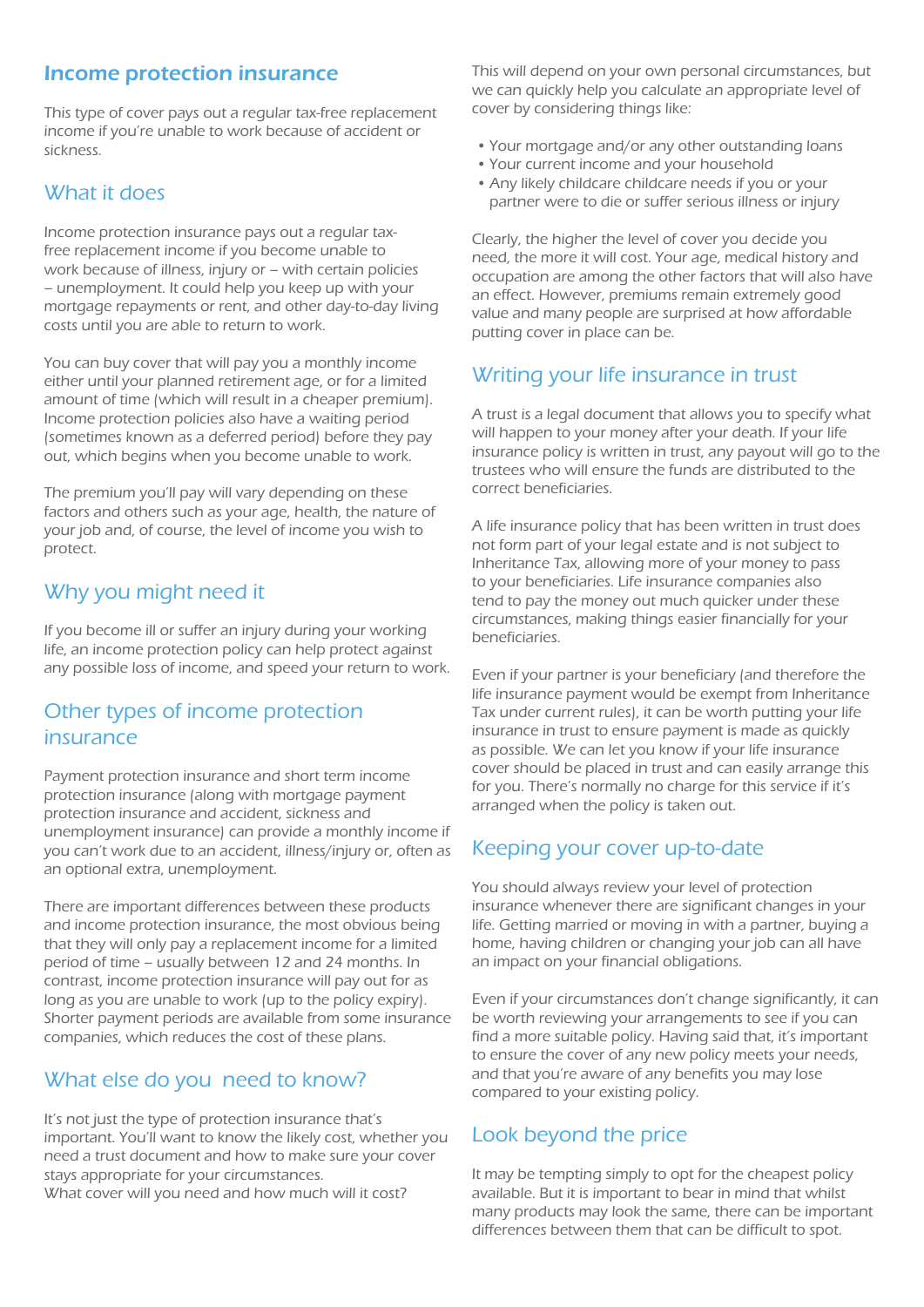## Income protection insurance

This type of cover pays out a regular tax-free replacement income if you're unable to work because of accident or sickness.

### What it does

Income protection insurance pays out a regular tax-free replacement income if you become unable to work because of illness, injury or – with certain policies – unemployment. It could help you keep up with your mortgage repayments or rent, and other day-to-day living costs until you are able to return to work.

You can buy cover that will pay you a monthly income either until your planned retirement age, or for a limited amount of time (which will result in a cheaper premium). Income protection policies also have a waiting period (sometimes known as a deferred period) before they pay out, which begins when you become unable to work.

The premium you'll pay will vary depending on these factors and others such as your age, health, the nature of your job and, of course, the level of income you wish to protect.

### Why you might need it

If you become ill or suffer an injury during your working life, an income protection policy can help protect against any possible loss of income, and speed your return to work.

### Other types of income protection insurance

Payment protection insurance and short term income protection insurance (along with mortgage payment protection insurance and accident, sickness and unemployment insurance) can provide a monthly income if you can't work due to an accident, illness/injury or, often as an optional extra, unemployment.

There are important differences between these products and income protection insurance, the most obvious being that they will only pay a replacement income for a limited period of time – usually between 12 and 24 months. In contrast, income protection insurance will pay out for as long as you are unable to work (up to the policy expiry). Shorter payment periods are available from some insurance companies, which reduces the cost of these plans.

### What else do you need to know?

It's not just the type of protection insurance that's important. You'll want to know the likely cost, whether you need a trust document and how to make sure your cover stays appropriate for your circumstances.
What cover will you need and how much will it cost?

This will depend on your own personal circumstances, but we can quickly help you calculate an appropriate level of cover by considering things like:

- Your mortgage and/or any other outstanding loans
- Your current income and your household
- Any likely childcare childcare needs if you or your partner were to die or suffer serious illness or injury

Clearly, the higher the level of cover you decide you need, the more it will cost. Your age, medical history and occupation are among the other factors that will also have an effect. However, premiums remain extremely good value and many people are surprised at how affordable putting cover in place can be.

### Writing your life insurance in trust

A trust is a legal document that allows you to specify what will happen to your money after your death. If your life insurance policy is written in trust, any payout will go to the trustees who will ensure the funds are distributed to the correct beneficiaries.

A life insurance policy that has been written in trust does not form part of your legal estate and is not subject to Inheritance Tax, allowing more of your money to pass to your beneficiaries. Life insurance companies also tend to pay the money out much quicker under these circumstances, making things easier financially for your beneficiaries.

Even if your partner is your beneficiary (and therefore the life insurance payment would be exempt from Inheritance Tax under current rules), it can be worth putting your life insurance in trust to ensure payment is made as quickly as possible. We can let you know if your life insurance cover should be placed in trust and can easily arrange this for you. There's normally no charge for this service if it's arranged when the policy is taken out.

### Keeping your cover up-to-date

You should always review your level of protection insurance whenever there are significant changes in your life. Getting married or moving in with a partner, buying a home, having children or changing your job can all have an impact on your financial obligations.

Even if your circumstances don't change significantly, it can be worth reviewing your arrangements to see if you can find a more suitable policy. Having said that, it's important to ensure the cover of any new policy meets your needs, and that you're aware of any benefits you may lose compared to your existing policy.

### Look beyond the price

It may be tempting simply to opt for the cheapest policy available. But it is important to bear in mind that whilst many products may look the same, there can be important differences between them that can be difficult to spot.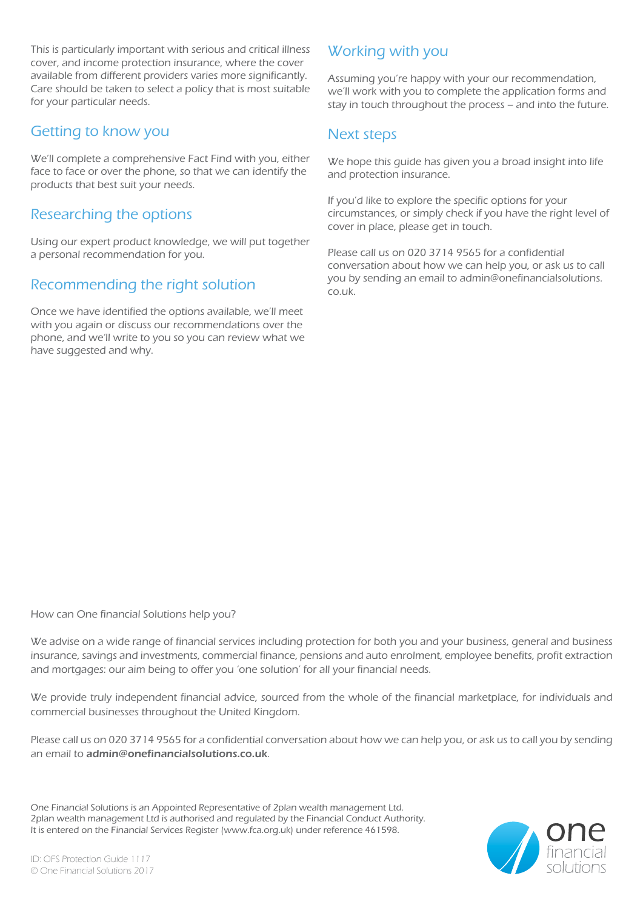This is particularly important with serious and critical illness cover, and income protection insurance, where the cover available from different providers varies more significantly. Care should be taken to select a policy that is most suitable for your particular needs.

## Getting to know you

We'll complete a comprehensive Fact Find with you, either face to face or over the phone, so that we can identify the products that best suit your needs.

## Researching the options

Using our expert product knowledge, we will put together a personal recommendation for you.

## Recommending the right solution

Once we have identified the options available, we'll meet with you again or discuss our recommendations over the phone, and we'll write to you so you can review what we have suggested and why.

## Working with you

Assuming you're happy with your our recommendation, we'll work with you to complete the application forms and stay in touch throughout the process – and into the future.

## Next steps

We hope this guide has given you a broad insight into life and protection insurance.

If you'd like to explore the specific options for your circumstances, or simply check if you have the right level of cover in place, please get in touch.

Please call us on 020 3714 9565 for a confidential conversation about how we can help you, or ask us to call you by sending an email to admin@onefinancialsolutions.co.uk.

How can One financial Solutions help you?

We advise on a wide range of financial services including protection for both you and your business, general and business insurance, savings and investments, commercial finance, pensions and auto enrolment, employee benefits, profit extraction and mortgages: our aim being to offer you 'one solution' for all your financial needs.

We provide truly independent financial advice, sourced from the whole of the financial marketplace, for individuals and commercial businesses throughout the United Kingdom.

Please call us on 020 3714 9565 for a confidential conversation about how we can help you, or ask us to call you by sending an email to **admin@onefinancialsolutions.co.uk**.

One Financial Solutions is an Appointed Representative of 2plan wealth management Ltd.
2plan wealth management Ltd is authorised and regulated by the Financial Conduct Authority.
It is entered on the Financial Services Register (www.fca.org.uk) under reference 461598.

ID: OFS Protection Guide 1117
© One Financial Solutions 2017

one financial solutions